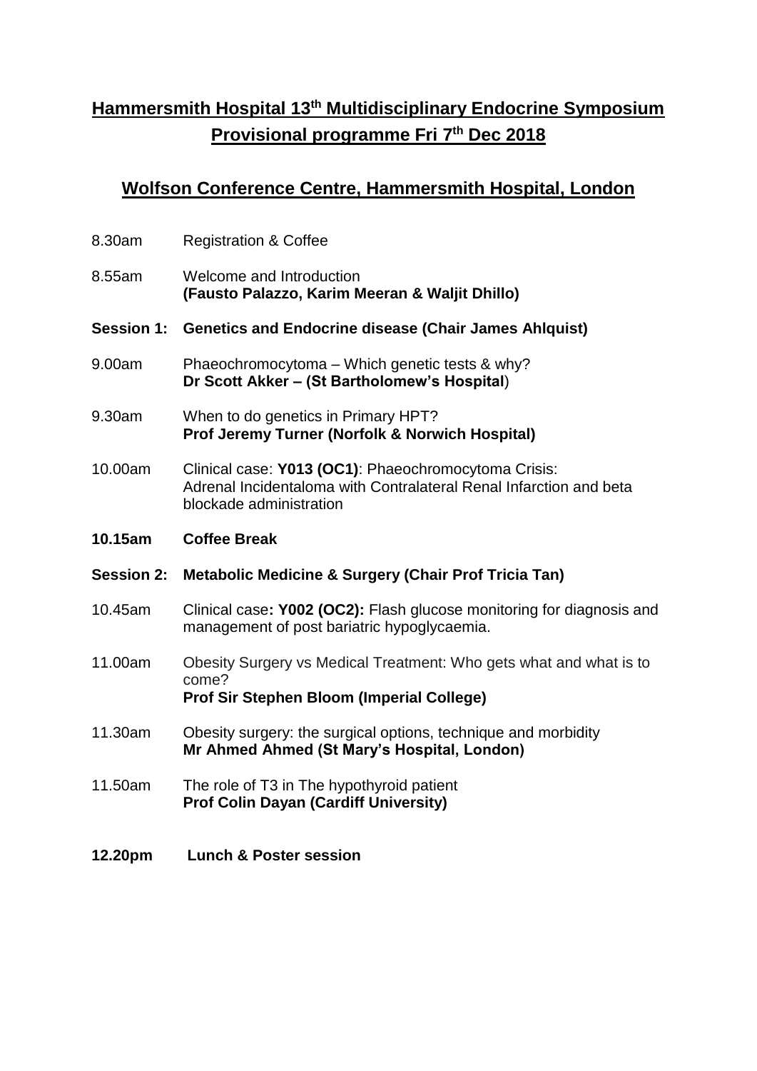# Hammersmith Hospital 13th Multidisciplinary Endocrine Symposium

# Provisional programme Fri 7th Dec 2018

## Wolfson Conference Centre, Hammersmith Hospital, London

8.30am Registration & Coffee

8.55am Welcome and Introduction
**(Fausto Palazzo, Karim Meeran & Waljit Dhillo)**

**Session 1: Genetics and Endocrine disease (Chair James Ahlquist)**

9.00am Phaeochromocytoma – Which genetic tests & why?
**Dr Scott Akker – (St Bartholomew's Hospital)**

9.30am When to do genetics in Primary HPT?
**Prof Jeremy Turner (Norfolk & Norwich Hospital)**

10.00am Clinical case: **Y013 (OC1)**: Phaeochromocytoma Crisis: Adrenal Incidentaloma with Contralateral Renal Infarction and beta blockade administration

**10.15am Coffee Break**

**Session 2: Metabolic Medicine & Surgery (Chair Prof Tricia Tan)**

10.45am Clinical case**: Y002 (OC2):** Flash glucose monitoring for diagnosis and management of post bariatric hypoglycaemia.

11.00am Obesity Surgery vs Medical Treatment: Who gets what and what is to come?
**Prof Sir Stephen Bloom (Imperial College)**

11.30am Obesity surgery: the surgical options, technique and morbidity
**Mr Ahmed Ahmed (St Mary's Hospital, London)**

11.50am The role of T3 in The hypothyroid patient
**Prof Colin Dayan (Cardiff University)**

**12.20pm Lunch & Poster session**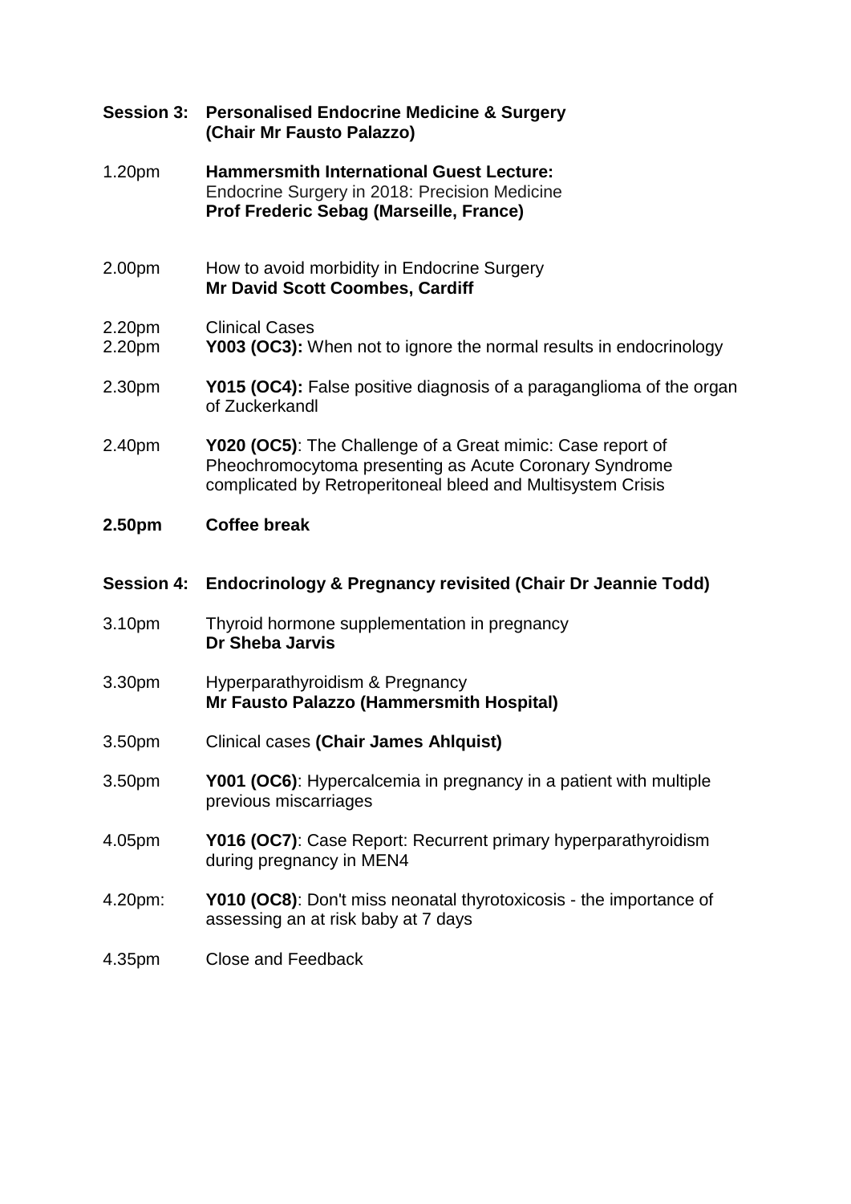**Session 3: Personalised Endocrine Medicine & Surgery (Chair Mr Fausto Palazzo)**

1.20pm **Hammersmith International Guest Lecture:**
Endocrine Surgery in 2018: Precision Medicine
**Prof Frederic Sebag (Marseille, France)**

2.00pm How to avoid morbidity in Endocrine Surgery
**Mr David Scott Coombes, Cardiff**

2.20pm Clinical Cases

2.20pm **Y003 (OC3):** When not to ignore the normal results in endocrinology

2.30pm **Y015 (OC4):** False positive diagnosis of a paraganglioma of the organ of Zuckerkandl

2.40pm **Y020 (OC5)**: The Challenge of a Great mimic: Case report of Pheochromocytoma presenting as Acute Coronary Syndrome complicated by Retroperitoneal bleed and Multisystem Crisis

**2.50pm Coffee break**

**Session 4: Endocrinology & Pregnancy revisited (Chair Dr Jeannie Todd)**

3.10pm Thyroid hormone supplementation in pregnancy
**Dr Sheba Jarvis**

3.30pm Hyperparathyroidism & Pregnancy
**Mr Fausto Palazzo (Hammersmith Hospital)**

3.50pm Clinical cases **(Chair James Ahlquist)**

3.50pm **Y001 (OC6)**: Hypercalcemia in pregnancy in a patient with multiple previous miscarriages

4.05pm **Y016 (OC7)**: Case Report: Recurrent primary hyperparathyroidism during pregnancy in MEN4

4.20pm: **Y010 (OC8)**: Don't miss neonatal thyrotoxicosis - the importance of assessing an at risk baby at 7 days

4.35pm Close and Feedback